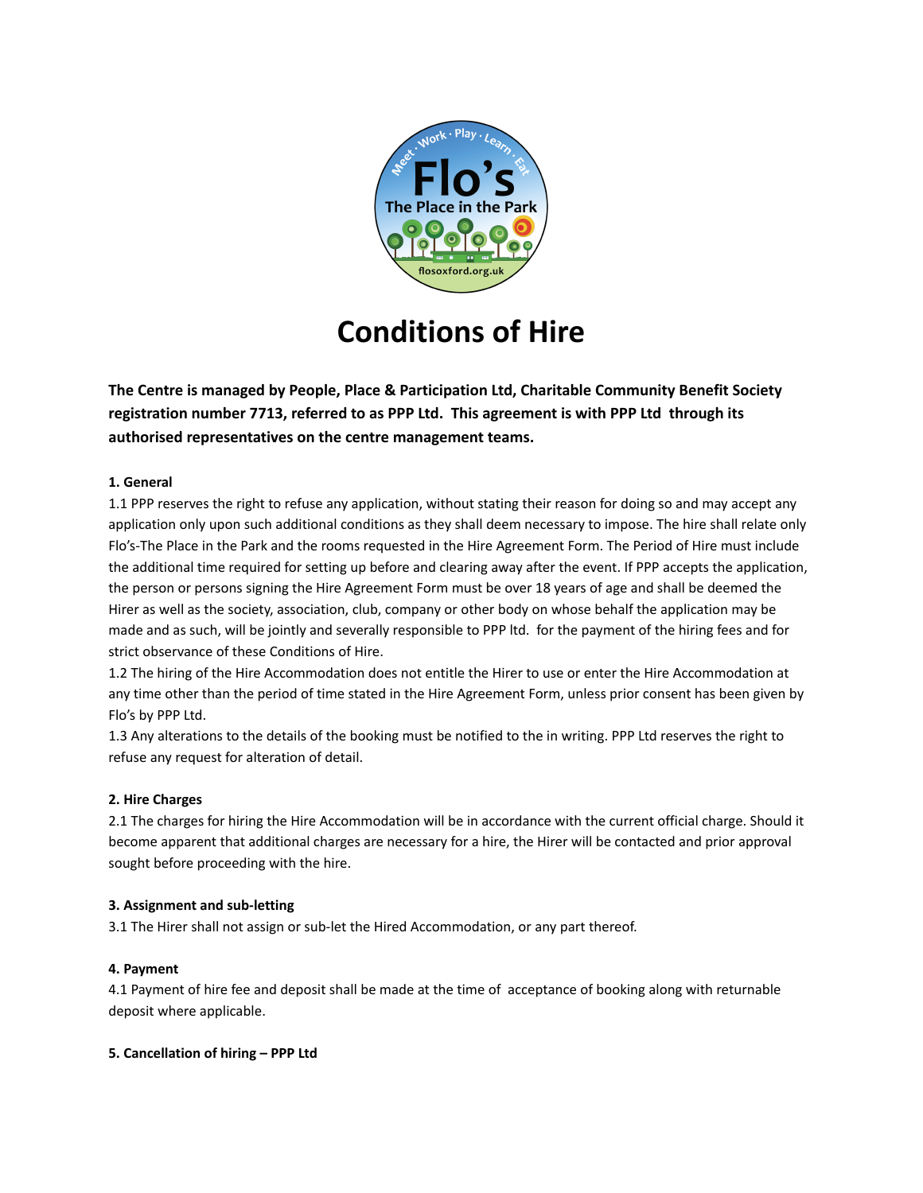# Conditions of Hire

**The Centre is managed by People, Place & Participation Ltd, Charitable Community Benefit Society registration number 7713, referred to as PPP Ltd. This agreement is with PPP Ltd through its authorised representatives on the centre management teams.**

**1. General**

1.1 PPP reserves the right to refuse any application, without stating their reason for doing so and may accept any application only upon such additional conditions as they shall deem necessary to impose. The hire shall relate only Flo's-The Place in the Park and the rooms requested in the Hire Agreement Form. The Period of Hire must include the additional time required for setting up before and clearing away after the event. If PPP accepts the application, the person or persons signing the Hire Agreement Form must be over 18 years of age and shall be deemed the Hirer as well as the society, association, club, company or other body on whose behalf the application may be made and as such, will be jointly and severally responsible to PPP ltd. for the payment of the hiring fees and for strict observance of these Conditions of Hire.

1.2 The hiring of the Hire Accommodation does not entitle the Hirer to use or enter the Hire Accommodation at any time other than the period of time stated in the Hire Agreement Form, unless prior consent has been given by Flo's by PPP Ltd.

1.3 Any alterations to the details of the booking must be notified to the in writing. PPP Ltd reserves the right to refuse any request for alteration of detail.

**2. Hire Charges**

2.1 The charges for hiring the Hire Accommodation will be in accordance with the current official charge. Should it become apparent that additional charges are necessary for a hire, the Hirer will be contacted and prior approval sought before proceeding with the hire.

**3. Assignment and sub-letting**

3.1 The Hirer shall not assign or sub-let the Hired Accommodation, or any part thereof.

**4. Payment**

4.1 Payment of hire fee and deposit shall be made at the time of acceptance of booking along with returnable deposit where applicable.

**5. Cancellation of hiring – PPP Ltd**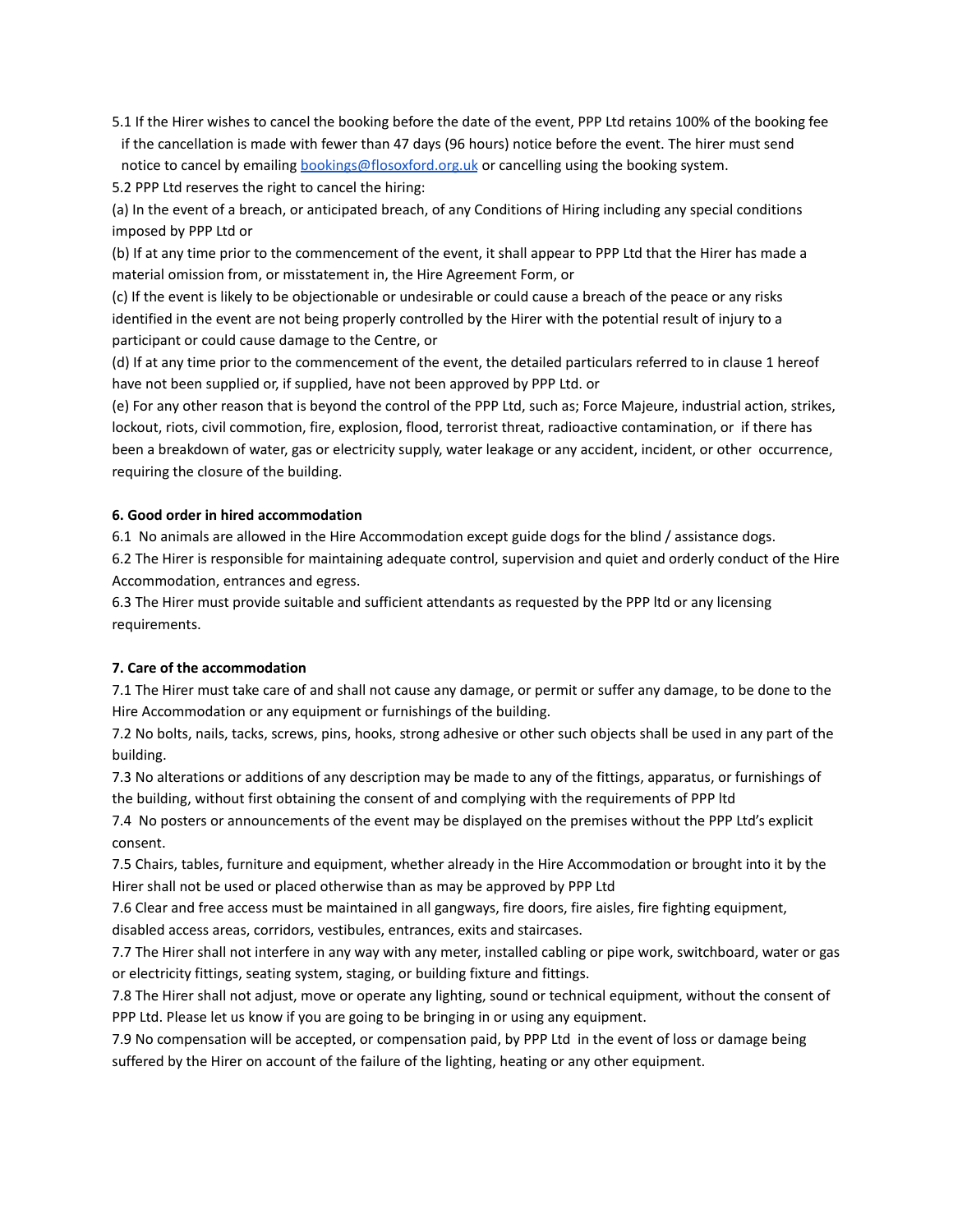5.1 If the Hirer wishes to cancel the booking before the date of the event, PPP Ltd retains 100% of the booking fee if the cancellation is made with fewer than 47 days (96 hours) notice before the event. The hirer must send notice to cancel by emailing [bookings@flosoxford.org.uk](mailto:bookings@flosoxford.org.uk) or cancelling using the booking system.

5.2 PPP Ltd reserves the right to cancel the hiring:

(a) In the event of a breach, or anticipated breach, of any Conditions of Hiring including any special conditions imposed by PPP Ltd or

(b) If at any time prior to the commencement of the event, it shall appear to PPP Ltd that the Hirer has made a material omission from, or misstatement in, the Hire Agreement Form, or

(c) If the event is likely to be objectionable or undesirable or could cause a breach of the peace or any risks identified in the event are not being properly controlled by the Hirer with the potential result of injury to a participant or could cause damage to the Centre, or

(d) If at any time prior to the commencement of the event, the detailed particulars referred to in clause 1 hereof have not been supplied or, if supplied, have not been approved by PPP Ltd. or

(e) For any other reason that is beyond the control of the PPP Ltd, such as; Force Majeure, industrial action, strikes, lockout, riots, civil commotion, fire, explosion, flood, terrorist threat, radioactive contamination, or if there has been a breakdown of water, gas or electricity supply, water leakage or any accident, incident, or other occurrence, requiring the closure of the building.

**6. Good order in hired accommodation**

6.1 No animals are allowed in the Hire Accommodation except guide dogs for the blind / assistance dogs.

6.2 The Hirer is responsible for maintaining adequate control, supervision and quiet and orderly conduct of the Hire Accommodation, entrances and egress.

6.3 The Hirer must provide suitable and sufficient attendants as requested by the PPP ltd or any licensing requirements.

**7. Care of the accommodation**

7.1 The Hirer must take care of and shall not cause any damage, or permit or suffer any damage, to be done to the Hire Accommodation or any equipment or furnishings of the building.

7.2 No bolts, nails, tacks, screws, pins, hooks, strong adhesive or other such objects shall be used in any part of the building.

7.3 No alterations or additions of any description may be made to any of the fittings, apparatus, or furnishings of the building, without first obtaining the consent of and complying with the requirements of PPP ltd

7.4 No posters or announcements of the event may be displayed on the premises without the PPP Ltd's explicit consent.

7.5 Chairs, tables, furniture and equipment, whether already in the Hire Accommodation or brought into it by the Hirer shall not be used or placed otherwise than as may be approved by PPP Ltd

7.6 Clear and free access must be maintained in all gangways, fire doors, fire aisles, fire fighting equipment, disabled access areas, corridors, vestibules, entrances, exits and staircases.

7.7 The Hirer shall not interfere in any way with any meter, installed cabling or pipe work, switchboard, water or gas or electricity fittings, seating system, staging, or building fixture and fittings.

7.8 The Hirer shall not adjust, move or operate any lighting, sound or technical equipment, without the consent of PPP Ltd. Please let us know if you are going to be bringing in or using any equipment.

7.9 No compensation will be accepted, or compensation paid, by PPP Ltd in the event of loss or damage being suffered by the Hirer on account of the failure of the lighting, heating or any other equipment.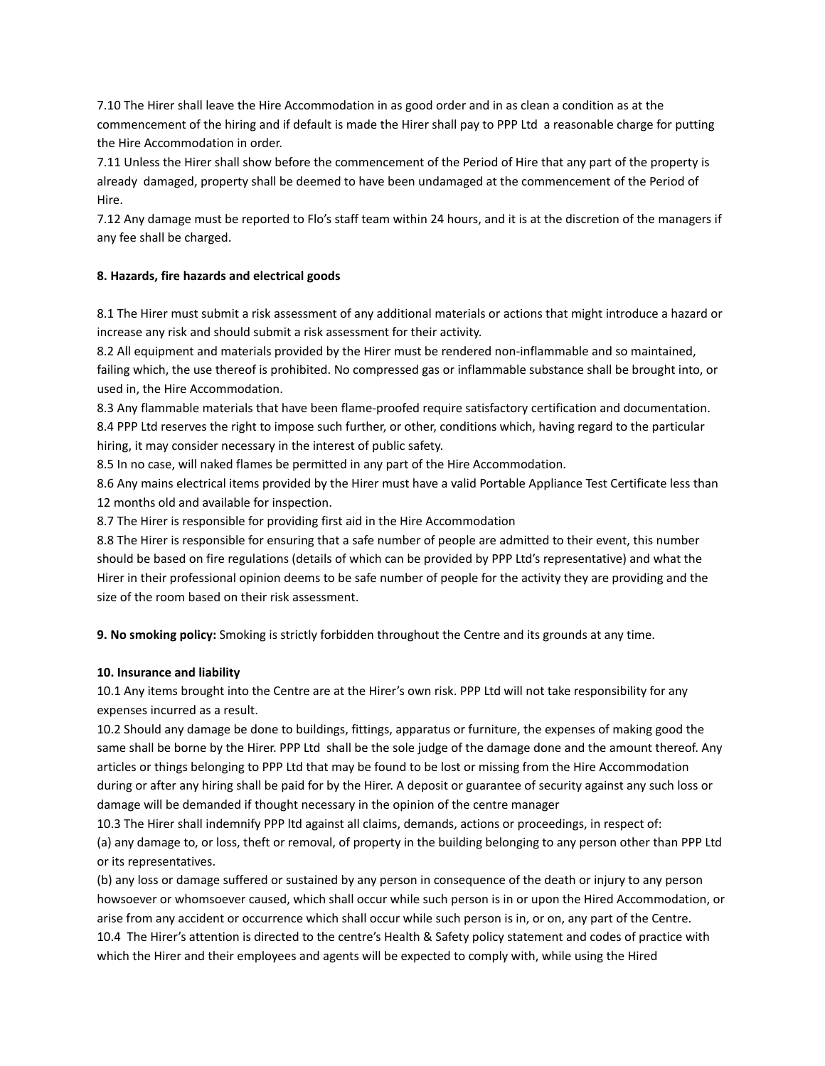7.10 The Hirer shall leave the Hire Accommodation in as good order and in as clean a condition as at the commencement of the hiring and if default is made the Hirer shall pay to PPP Ltd a reasonable charge for putting the Hire Accommodation in order.

7.11 Unless the Hirer shall show before the commencement of the Period of Hire that any part of the property is already damaged, property shall be deemed to have been undamaged at the commencement of the Period of Hire.

7.12 Any damage must be reported to Flo's staff team within 24 hours, and it is at the discretion of the managers if any fee shall be charged.

**8. Hazards, fire hazards and electrical goods**

8.1 The Hirer must submit a risk assessment of any additional materials or actions that might introduce a hazard or increase any risk and should submit a risk assessment for their activity.

8.2 All equipment and materials provided by the Hirer must be rendered non-inflammable and so maintained, failing which, the use thereof is prohibited. No compressed gas or inflammable substance shall be brought into, or used in, the Hire Accommodation.

8.3 Any flammable materials that have been flame-proofed require satisfactory certification and documentation.

8.4 PPP Ltd reserves the right to impose such further, or other, conditions which, having regard to the particular hiring, it may consider necessary in the interest of public safety.

8.5 In no case, will naked flames be permitted in any part of the Hire Accommodation.

8.6 Any mains electrical items provided by the Hirer must have a valid Portable Appliance Test Certificate less than 12 months old and available for inspection.

8.7 The Hirer is responsible for providing first aid in the Hire Accommodation

8.8 The Hirer is responsible for ensuring that a safe number of people are admitted to their event, this number should be based on fire regulations (details of which can be provided by PPP Ltd's representative) and what the Hirer in their professional opinion deems to be safe number of people for the activity they are providing and the size of the room based on their risk assessment.

**9. No smoking policy:** Smoking is strictly forbidden throughout the Centre and its grounds at any time.

**10. Insurance and liability**

10.1 Any items brought into the Centre are at the Hirer's own risk. PPP Ltd will not take responsibility for any expenses incurred as a result.

10.2 Should any damage be done to buildings, fittings, apparatus or furniture, the expenses of making good the same shall be borne by the Hirer. PPP Ltd shall be the sole judge of the damage done and the amount thereof. Any articles or things belonging to PPP Ltd that may be found to be lost or missing from the Hire Accommodation during or after any hiring shall be paid for by the Hirer. A deposit or guarantee of security against any such loss or damage will be demanded if thought necessary in the opinion of the centre manager

10.3 The Hirer shall indemnify PPP ltd against all claims, demands, actions or proceedings, in respect of:

(a) any damage to, or loss, theft or removal, of property in the building belonging to any person other than PPP Ltd or its representatives.

(b) any loss or damage suffered or sustained by any person in consequence of the death or injury to any person howsoever or whomsoever caused, which shall occur while such person is in or upon the Hired Accommodation, or arise from any accident or occurrence which shall occur while such person is in, or on, any part of the Centre.

10.4 The Hirer's attention is directed to the centre's Health & Safety policy statement and codes of practice with which the Hirer and their employees and agents will be expected to comply with, while using the Hired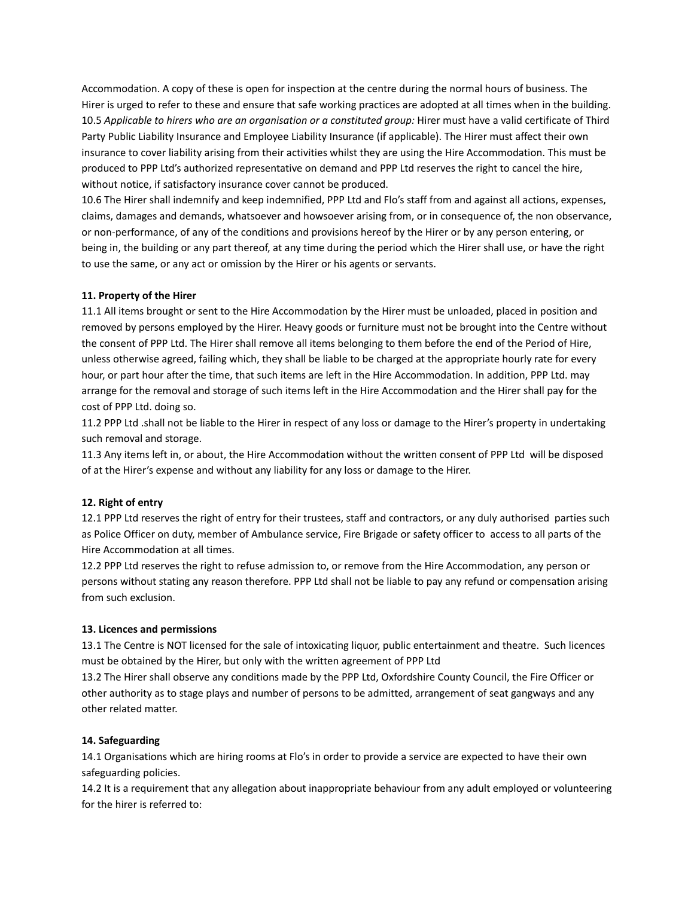Accommodation. A copy of these is open for inspection at the centre during the normal hours of business. The Hirer is urged to refer to these and ensure that safe working practices are adopted at all times when in the building.

10.5 *Applicable to hirers who are an organisation or a constituted group:* Hirer must have a valid certificate of Third Party Public Liability Insurance and Employee Liability Insurance (if applicable). The Hirer must affect their own insurance to cover liability arising from their activities whilst they are using the Hire Accommodation. This must be produced to PPP Ltd's authorized representative on demand and PPP Ltd reserves the right to cancel the hire, without notice, if satisfactory insurance cover cannot be produced.

10.6 The Hirer shall indemnify and keep indemnified, PPP Ltd and Flo's staff from and against all actions, expenses, claims, damages and demands, whatsoever and howsoever arising from, or in consequence of, the non observance, or non-performance, of any of the conditions and provisions hereof by the Hirer or by any person entering, or being in, the building or any part thereof, at any time during the period which the Hirer shall use, or have the right to use the same, or any act or omission by the Hirer or his agents or servants.

**11. Property of the Hirer**

11.1 All items brought or sent to the Hire Accommodation by the Hirer must be unloaded, placed in position and removed by persons employed by the Hirer. Heavy goods or furniture must not be brought into the Centre without the consent of PPP Ltd. The Hirer shall remove all items belonging to them before the end of the Period of Hire, unless otherwise agreed, failing which, they shall be liable to be charged at the appropriate hourly rate for every hour, or part hour after the time, that such items are left in the Hire Accommodation. In addition, PPP Ltd. may arrange for the removal and storage of such items left in the Hire Accommodation and the Hirer shall pay for the cost of PPP Ltd. doing so.

11.2 PPP Ltd .shall not be liable to the Hirer in respect of any loss or damage to the Hirer's property in undertaking such removal and storage.

11.3 Any items left in, or about, the Hire Accommodation without the written consent of PPP Ltd will be disposed of at the Hirer's expense and without any liability for any loss or damage to the Hirer.

**12. Right of entry**

12.1 PPP Ltd reserves the right of entry for their trustees, staff and contractors, or any duly authorised parties such as Police Officer on duty, member of Ambulance service, Fire Brigade or safety officer to access to all parts of the Hire Accommodation at all times.

12.2 PPP Ltd reserves the right to refuse admission to, or remove from the Hire Accommodation, any person or persons without stating any reason therefore. PPP Ltd shall not be liable to pay any refund or compensation arising from such exclusion.

**13. Licences and permissions**

13.1 The Centre is NOT licensed for the sale of intoxicating liquor, public entertainment and theatre. Such licences must be obtained by the Hirer, but only with the written agreement of PPP Ltd

13.2 The Hirer shall observe any conditions made by the PPP Ltd, Oxfordshire County Council, the Fire Officer or other authority as to stage plays and number of persons to be admitted, arrangement of seat gangways and any other related matter.

**14. Safeguarding**

14.1 Organisations which are hiring rooms at Flo's in order to provide a service are expected to have their own safeguarding policies.

14.2 It is a requirement that any allegation about inappropriate behaviour from any adult employed or volunteering for the hirer is referred to: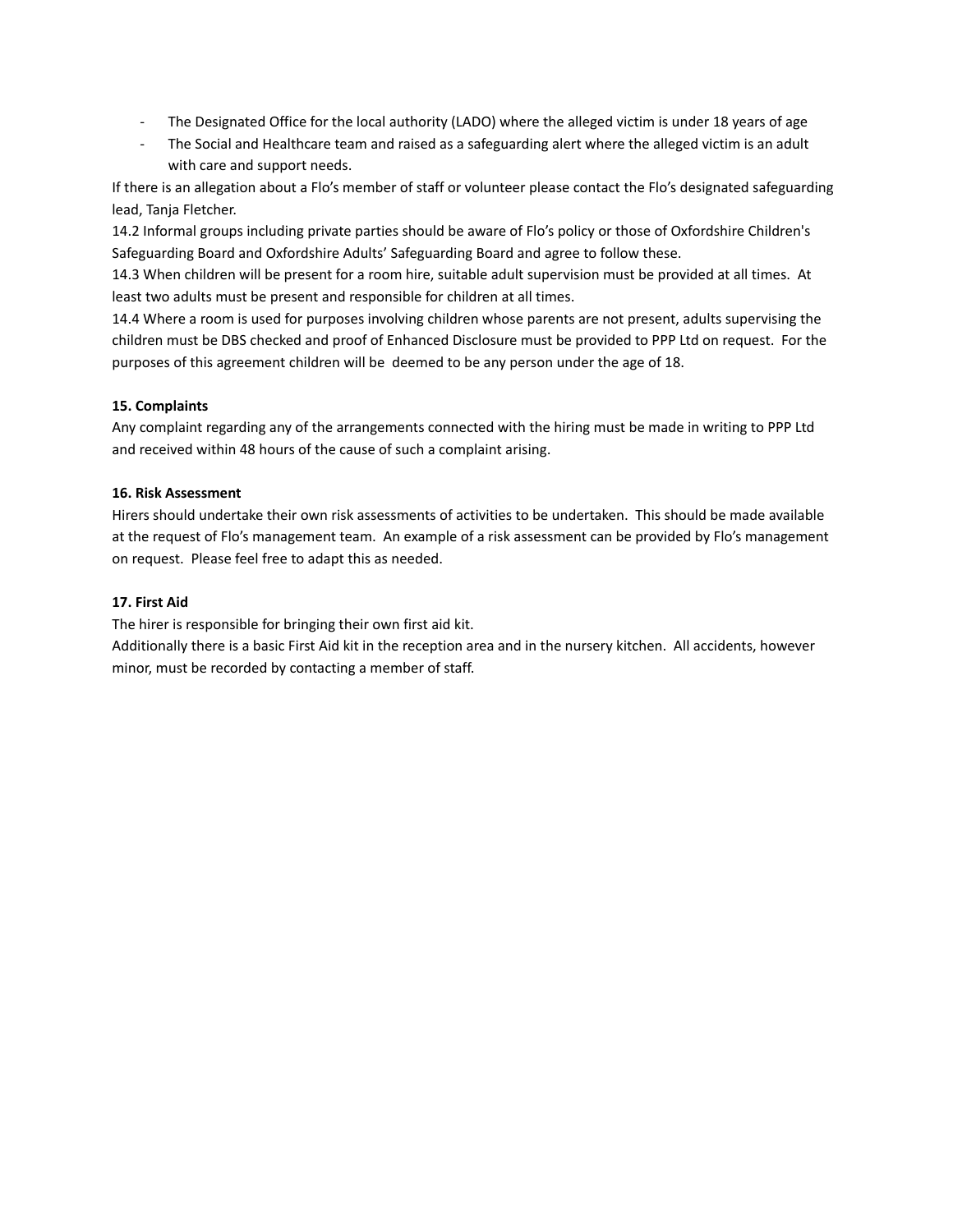- The Designated Office for the local authority (LADO) where the alleged victim is under 18 years of age
- The Social and Healthcare team and raised as a safeguarding alert where the alleged victim is an adult with care and support needs.

If there is an allegation about a Flo's member of staff or volunteer please contact the Flo's designated safeguarding lead, Tanja Fletcher.

14.2 Informal groups including private parties should be aware of Flo's policy or those of Oxfordshire Children's Safeguarding Board and Oxfordshire Adults' Safeguarding Board and agree to follow these.

14.3 When children will be present for a room hire, suitable adult supervision must be provided at all times. At least two adults must be present and responsible for children at all times.

14.4 Where a room is used for purposes involving children whose parents are not present, adults supervising the children must be DBS checked and proof of Enhanced Disclosure must be provided to PPP Ltd on request. For the purposes of this agreement children will be deemed to be any person under the age of 18.

**15. Complaints**

Any complaint regarding any of the arrangements connected with the hiring must be made in writing to PPP Ltd and received within 48 hours of the cause of such a complaint arising.

**16. Risk Assessment**

Hirers should undertake their own risk assessments of activities to be undertaken. This should be made available at the request of Flo's management team. An example of a risk assessment can be provided by Flo's management on request. Please feel free to adapt this as needed.

**17. First Aid**

The hirer is responsible for bringing their own first aid kit.

Additionally there is a basic First Aid kit in the reception area and in the nursery kitchen. All accidents, however minor, must be recorded by contacting a member of staff.